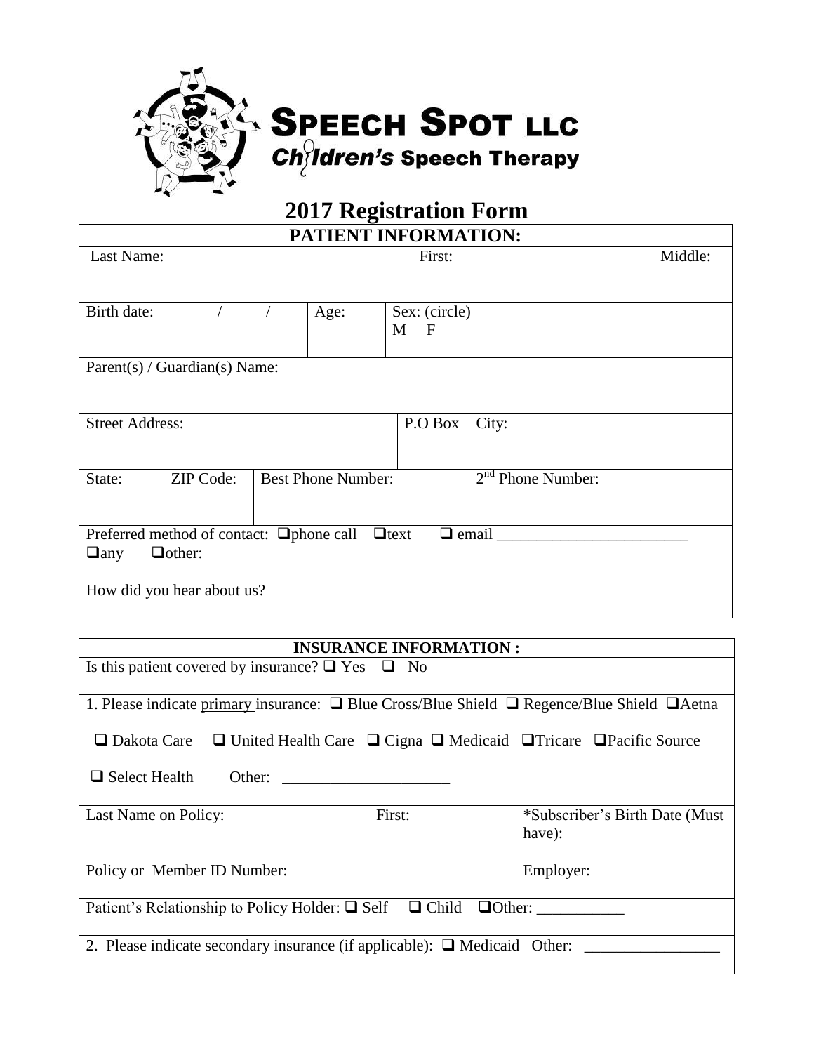**SPEECH SPOT LLC**
**Children's Speech Therapy**

# 2017 Registration Form

| PATIENT INFORMATION: | | | | | | |
|---|---|---|---|---|---|---|
| Last Name: | | | First: | | | Middle: |
| Birth date: / / | | Age: | Sex: (circle) M F | | | |
| Parent(s) / Guardian(s) Name: | | | | | | |
| Street Address: | | | | P.O Box | City: | |
| State: | ZIP Code: | Best Phone Number: | | | 2nd Phone Number: | |
| Preferred method of contact: ❑phone call ❑text ❑ email ________________________ ❑any ❑other: | | | | | | |
| How did you hear about us? | | | | | | |

| INSURANCE INFORMATION : | | |
|---|---|---|
| Is this patient covered by insurance? ❑ Yes ❑ No | | |
| 1. Please indicate primary insurance: ❑ Blue Cross/Blue Shield ❑ Regence/Blue Shield ❑Aetna ❑ Dakota Care ❑ United Health Care ❑ Cigna ❑ Medicaid ❑Tricare ❑Pacific Source ❑ Select Health Other: _____________________ | | |
| Last Name on Policy: | First: | *Subscriber's Birth Date (Must have): |
| Policy or Member ID Number: | | Employer: |
| Patient's Relationship to Policy Holder: ❑ Self ❑ Child ❑Other: ___________ | | |
| 2. Please indicate secondary insurance (if applicable): ❑ Medicaid Other: ________________ | | |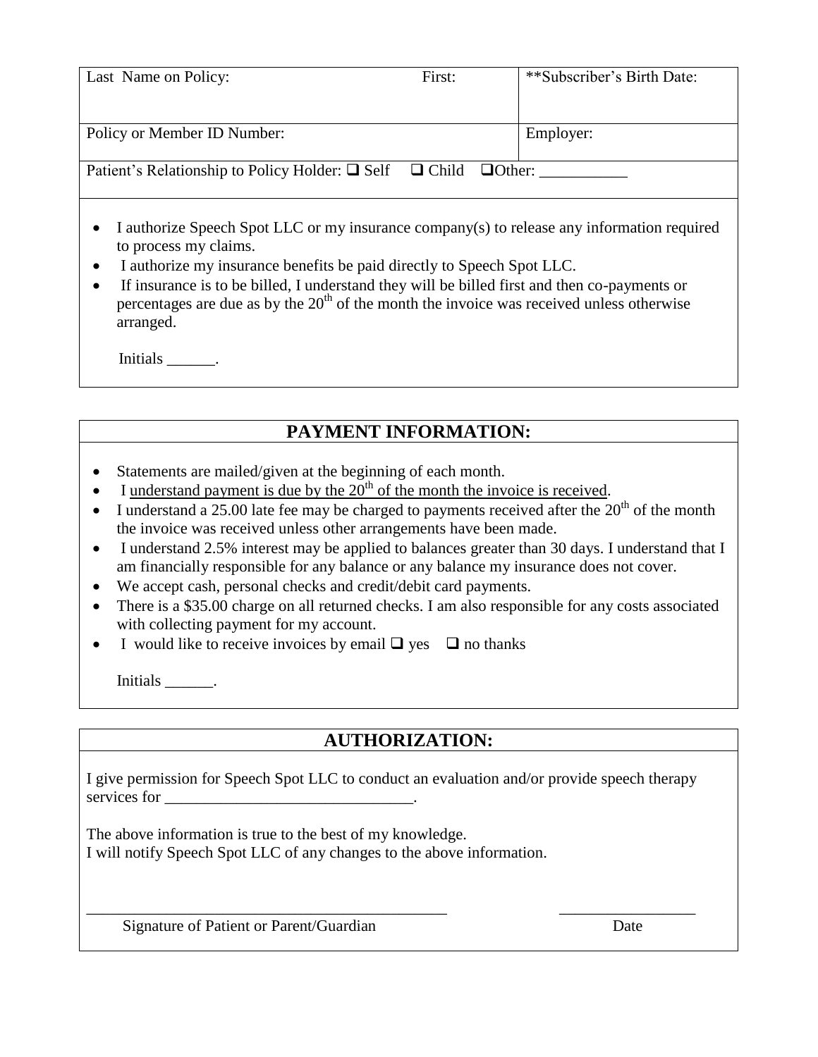| | | |
|---|---|---|
| Last Name on Policy: | First: | **Subscriber's Birth Date: |
| Policy or Member ID Number: | | Employer: |
| Patient's Relationship to Policy Holder: ❑ Self ❑ Child ❑Other: ___________ | | |

- I authorize Speech Spot LLC or my insurance company(s) to release any information required to process my claims.
- I authorize my insurance benefits be paid directly to Speech Spot LLC.
- If insurance is to be billed, I understand they will be billed first and then co-payments or percentages are due as by the 20th of the month the invoice was received unless otherwise arranged.

Initials ______.

## PAYMENT INFORMATION:

- Statements are mailed/given at the beginning of each month.
- I understand payment is due by the 20th of the month the invoice is received.
- I understand a 25.00 late fee may be charged to payments received after the 20th of the month the invoice was received unless other arrangements have been made.
- I understand 2.5% interest may be applied to balances greater than 30 days. I understand that I am financially responsible for any balance or any balance my insurance does not cover.
- We accept cash, personal checks and credit/debit card payments.
- There is a $35.00 charge on all returned checks. I am also responsible for any costs associated with collecting payment for my account.
- I would like to receive invoices by email ❑ yes ❑ no thanks

Initials ______.

## AUTHORIZATION:

I give permission for Speech Spot LLC to conduct an evaluation and/or provide speech therapy services for _______________________________.

The above information is true to the best of my knowledge.
I will notify Speech Spot LLC of any changes to the above information.

_____________________________________________ _________________

Signature of Patient or Parent/Guardian Date